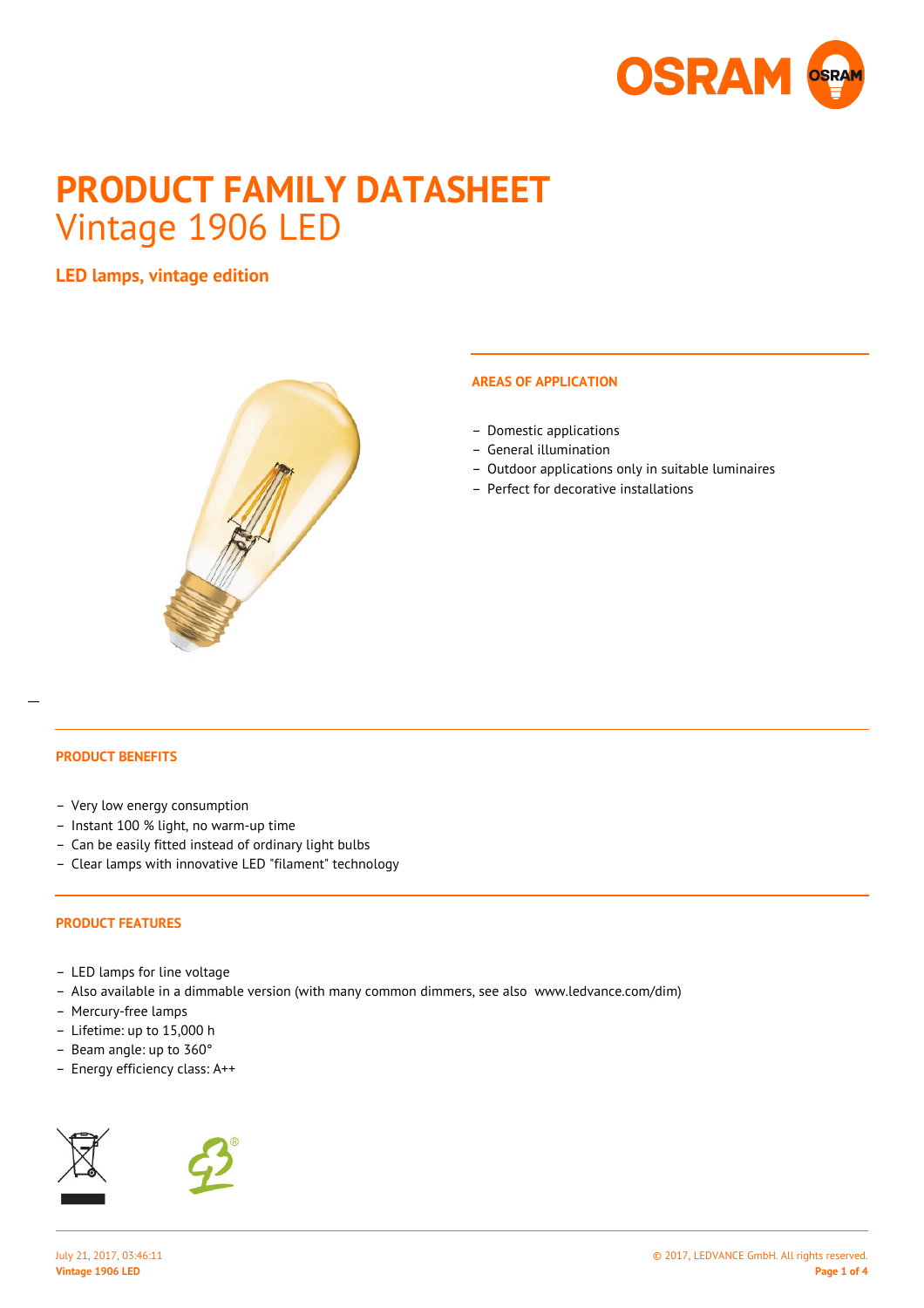# PRODUCT FAMILY DATASHEET

Vintage 1906 LED

## LED lamps, vintage edition

### AREAS OF APPLICATION

- Domestic applications
- General illumination
- Outdoor applications only in suitable luminaires
- Perfect for decorative installations

### PRODUCT BENEFITS

- Very low energy consumption
- Instant 100 % light, no warm-up time
- Can be easily fitted instead of ordinary light bulbs
- Clear lamps with innovative LED "filament" technology

### PRODUCT FEATURES

- LED lamps for line voltage
- Also available in a dimmable version (with many common dimmers, see also www.ledvance.com/dim)
- Mercury-free lamps
- Lifetime: up to 15,000 h
- Beam angle: up to 360°
- Energy efficiency class: A++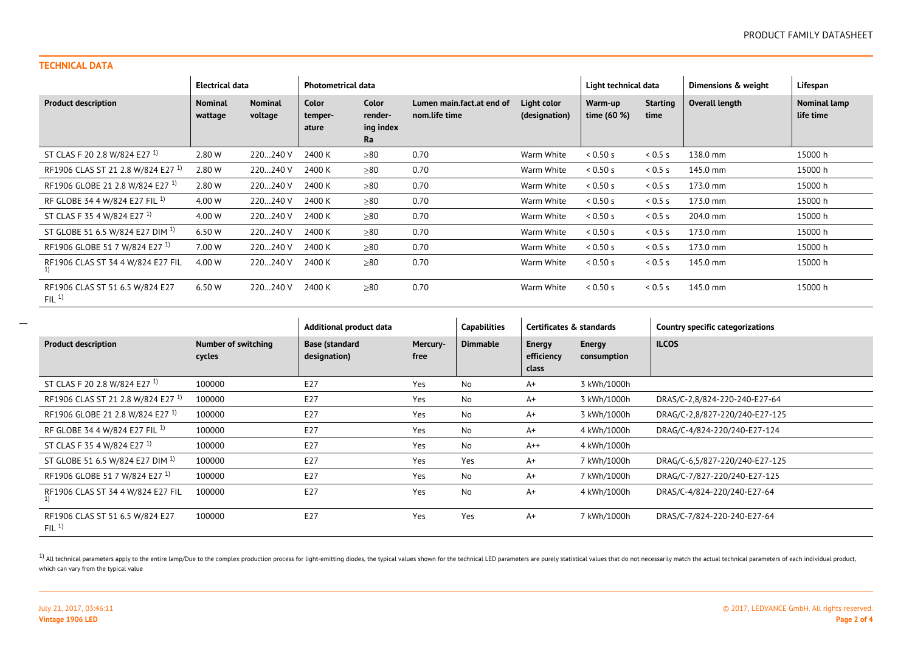## TECHNICAL DATA

| | Electrical data | | Photometrical data | | | | Light technical data | | Dimensions & weight | Lifespan |
|---|---|---|---|---|---|---|---|---|---|---|
| **Product description** | **Nominal wattage** | **Nominal voltage** | **Color temper-ature** | **Color render-ing index Ra** | **Lumen main.fact.at end of nom.life time** | **Light color (designation)** | **Warm-up time (60 %)** | **Starting time** | **Overall length** | **Nominal lamp life time** |
| ST CLAS F 20 2.8 W/824 E27 [1] | 2.80 W | 220…240 V | 2400 K | ≥80 | 0.70 | Warm White | < 0.50 s | < 0.5 s | 138.0 mm | 15000 h |
| RF1906 CLAS ST 21 2.8 W/824 E27 [1] | 2.80 W | 220…240 V | 2400 K | ≥80 | 0.70 | Warm White | < 0.50 s | < 0.5 s | 145.0 mm | 15000 h |
| RF1906 GLOBE 21 2.8 W/824 E27 [1] | 2.80 W | 220…240 V | 2400 K | ≥80 | 0.70 | Warm White | < 0.50 s | < 0.5 s | 173.0 mm | 15000 h |
| RF GLOBE 34 4 W/824 E27 FIL [1] | 4.00 W | 220…240 V | 2400 K | ≥80 | 0.70 | Warm White | < 0.50 s | < 0.5 s | 173.0 mm | 15000 h |
| ST CLAS F 35 4 W/824 E27 [1] | 4.00 W | 220…240 V | 2400 K | ≥80 | 0.70 | Warm White | < 0.50 s | < 0.5 s | 204.0 mm | 15000 h |
| ST GLOBE 51 6.5 W/824 E27 DIM [1] | 6.50 W | 220…240 V | 2400 K | ≥80 | 0.70 | Warm White | < 0.50 s | < 0.5 s | 173.0 mm | 15000 h |
| RF1906 GLOBE 51 7 W/824 E27 [1] | 7.00 W | 220…240 V | 2400 K | ≥80 | 0.70 | Warm White | < 0.50 s | < 0.5 s | 173.0 mm | 15000 h |
| RF1906 CLAS ST 34 4 W/824 E27 FIL [1] | 4.00 W | 220…240 V | 2400 K | ≥80 | 0.70 | Warm White | < 0.50 s | < 0.5 s | 145.0 mm | 15000 h |
| RF1906 CLAS ST 51 6.5 W/824 E27 FIL [1] | 6.50 W | 220…240 V | 2400 K | ≥80 | 0.70 | Warm White | < 0.50 s | < 0.5 s | 145.0 mm | 15000 h |

| | | Additional product data | | Capabilities | Certificates & standards | | Country specific categorizations |
|---|---|---|---|---|---|---|---|
| **Product description** | **Number of switching cycles** | **Base (standard designation)** | **Mercury-free** | **Dimmable** | **Energy efficiency class** | **Energy consumption** | **ILCOS** |
| ST CLAS F 20 2.8 W/824 E27 [1] | 100000 | E27 | Yes | No | A+ | 3 kWh/1000h | |
| RF1906 CLAS ST 21 2.8 W/824 E27 [1] | 100000 | E27 | Yes | No | A+ | 3 kWh/1000h | DRAS/C-2,8/824-220-240-E27-64 |
| RF1906 GLOBE 21 2.8 W/824 E27 [1] | 100000 | E27 | Yes | No | A+ | 3 kWh/1000h | DRAG/C-2,8/827-220/240-E27-125 |
| RF GLOBE 34 4 W/824 E27 FIL [1] | 100000 | E27 | Yes | No | A+ | 4 kWh/1000h | DRAG/C-4/824-220/240-E27-124 |
| ST CLAS F 35 4 W/824 E27 [1] | 100000 | E27 | Yes | No | A++ | 4 kWh/1000h | |
| ST GLOBE 51 6.5 W/824 E27 DIM [1] | 100000 | E27 | Yes | Yes | A+ | 7 kWh/1000h | DRAG/C-6,5/827-220/240-E27-125 |
| RF1906 GLOBE 51 7 W/824 E27 [1] | 100000 | E27 | Yes | No | A+ | 7 kWh/1000h | DRAG/C-7/827-220/240-E27-125 |
| RF1906 CLAS ST 34 4 W/824 E27 FIL [1] | 100000 | E27 | Yes | No | A+ | 4 kWh/1000h | DRAS/C-4/824-220/240-E27-64 |
| RF1906 CLAS ST 51 6.5 W/824 E27 FIL [1] | 100000 | E27 | Yes | Yes | A+ | 7 kWh/1000h | DRAS/C-7/824-220-240-E27-64 |

[1] All technical parameters apply to the entire lamp/Due to the complex production process for light-emitting diodes, the typical values shown for the technical LED parameters are purely statistical values that do not necessarily match the actual technical parameters of each individual product, which can vary from the typical value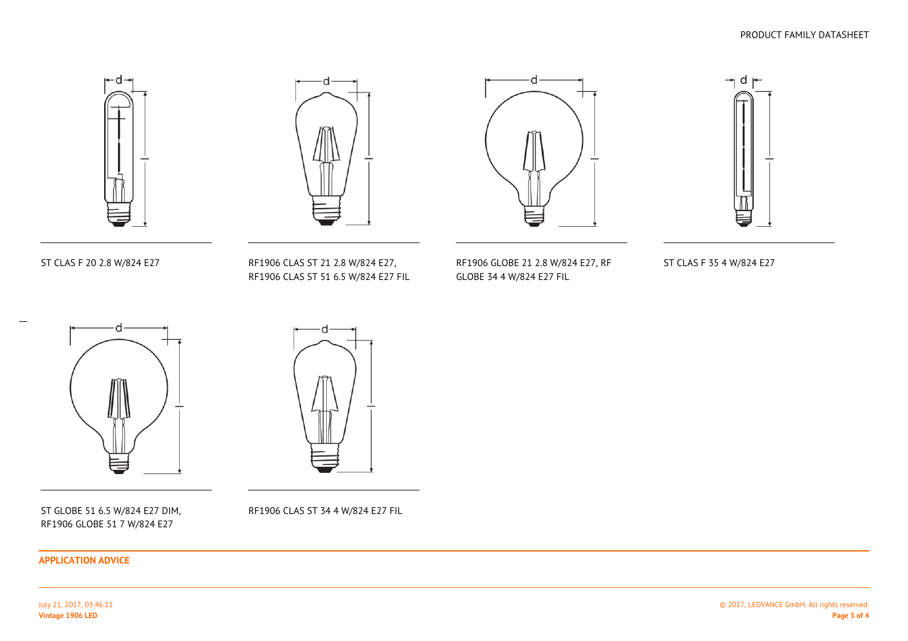ST CLAS F 20 2.8 W/824 E27

RF1906 CLAS ST 21 2.8 W/824 E27, RF1906 CLAS ST 51 6.5 W/824 E27 FIL

RF1906 GLOBE 21 2.8 W/824 E27, RF GLOBE 34 4 W/824 E27 FIL

ST CLAS F 35 4 W/824 E27

ST GLOBE 51 6.5 W/824 E27 DIM, RF1906 GLOBE 51 7 W/824 E27

RF1906 CLAS ST 34 4 W/824 E27 FIL

## APPLICATION ADVICE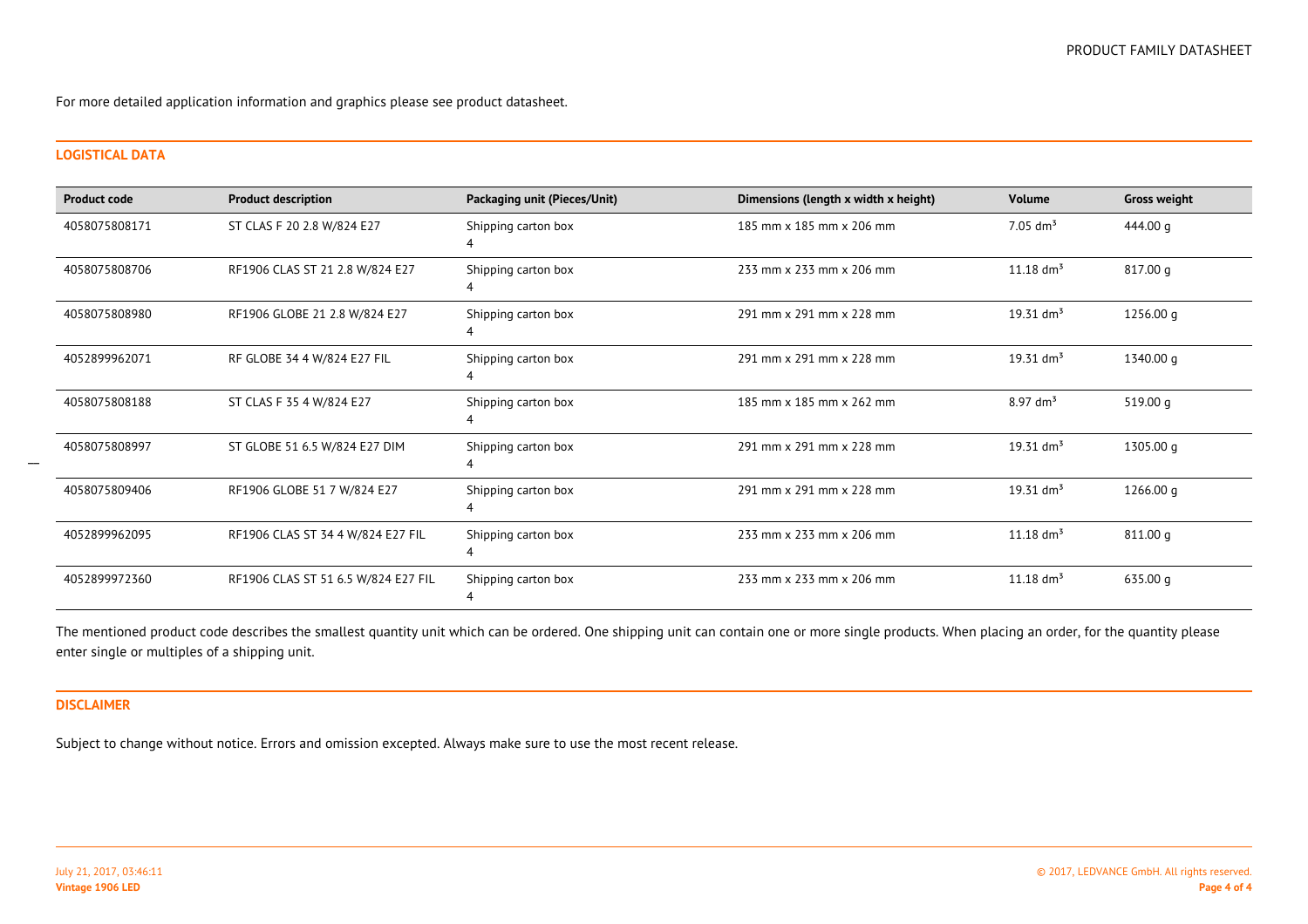For more detailed application information and graphics please see product datasheet.

## LOGISTICAL DATA

| Product code | Product description | Packaging unit (Pieces/Unit) | Dimensions (length x width x height) | Volume | Gross weight |
|---|---|---|---|---|---|
| 4058075808171 | ST CLAS F 20 2.8 W/824 E27 | Shipping carton box 4 | 185 mm x 185 mm x 206 mm | 7.05 $dm^3$ | 444.00 g |
| 4058075808706 | RF1906 CLAS ST 21 2.8 W/824 E27 | Shipping carton box 4 | 233 mm x 233 mm x 206 mm | 11.18 $dm^3$ | 817.00 g |
| 4058075808980 | RF1906 GLOBE 21 2.8 W/824 E27 | Shipping carton box 4 | 291 mm x 291 mm x 228 mm | 19.31 $dm^3$ | 1256.00 g |
| 4052899962071 | RF GLOBE 34 4 W/824 E27 FIL | Shipping carton box 4 | 291 mm x 291 mm x 228 mm | 19.31 $dm^3$ | 1340.00 g |
| 4058075808188 | ST CLAS F 35 4 W/824 E27 | Shipping carton box 4 | 185 mm x 185 mm x 262 mm | 8.97 $dm^3$ | 519.00 g |
| 4058075808997 | ST GLOBE 51 6.5 W/824 E27 DIM | Shipping carton box 4 | 291 mm x 291 mm x 228 mm | 19.31 $dm^3$ | 1305.00 g |
| 4058075809406 | RF1906 GLOBE 51 7 W/824 E27 | Shipping carton box 4 | 291 mm x 291 mm x 228 mm | 19.31 $dm^3$ | 1266.00 g |
| 4052899962095 | RF1906 CLAS ST 34 4 W/824 E27 FIL | Shipping carton box 4 | 233 mm x 233 mm x 206 mm | 11.18 $dm^3$ | 811.00 g |
| 4052899972360 | RF1906 CLAS ST 51 6.5 W/824 E27 FIL | Shipping carton box 4 | 233 mm x 233 mm x 206 mm | 11.18 $dm^3$ | 635.00 g |

The mentioned product code describes the smallest quantity unit which can be ordered. One shipping unit can contain one or more single products. When placing an order, for the quantity please enter single or multiples of a shipping unit.

## DISCLAIMER

Subject to change without notice. Errors and omission excepted. Always make sure to use the most recent release.